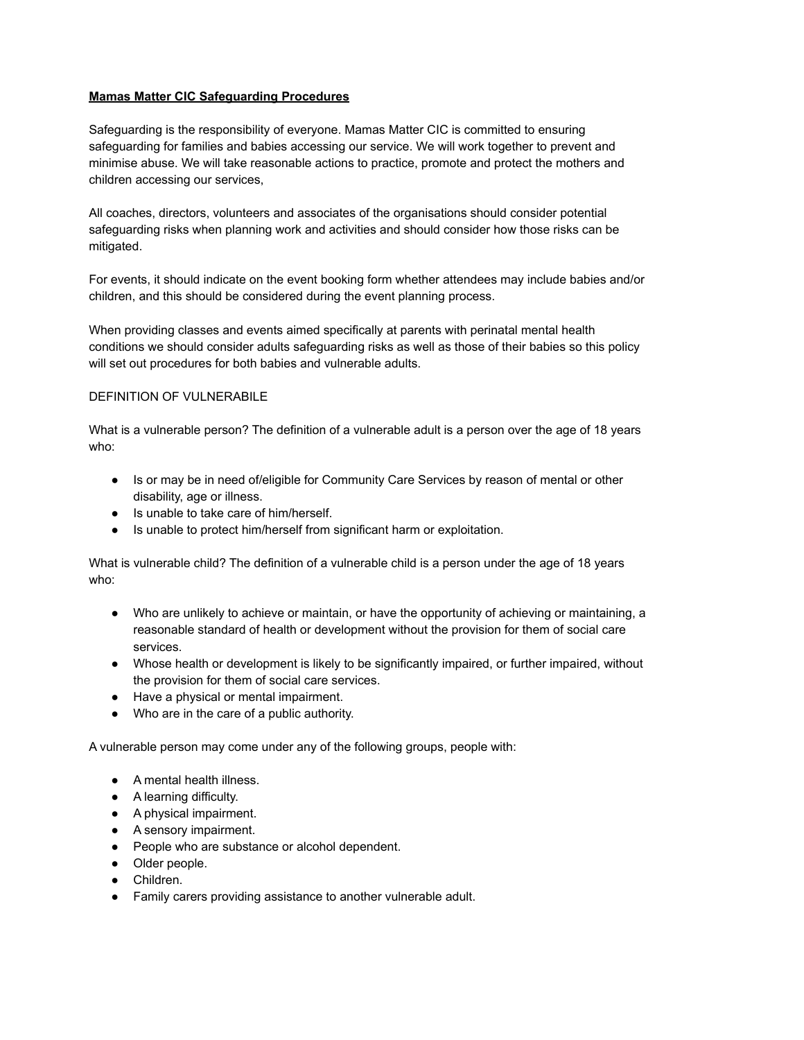**Mamas Matter CIC Safeguarding Procedures**

Safeguarding is the responsibility of everyone. Mamas Matter CIC is committed to ensuring safeguarding for families and babies accessing our service. We will work together to prevent and minimise abuse. We will take reasonable actions to practice, promote and protect the mothers and children accessing our services,

All coaches, directors, volunteers and associates of the organisations should consider potential safeguarding risks when planning work and activities and should consider how those risks can be mitigated.

For events, it should indicate on the event booking form whether attendees may include babies and/or children, and this should be considered during the event planning process.

When providing classes and events aimed specifically at parents with perinatal mental health conditions we should consider adults safeguarding risks as well as those of their babies so this policy will set out procedures for both babies and vulnerable adults.

DEFINITION OF VULNERABILE

What is a vulnerable person? The definition of a vulnerable adult is a person over the age of 18 years who:

- Is or may be in need of/eligible for Community Care Services by reason of mental or other disability, age or illness.
- Is unable to take care of him/herself.
- Is unable to protect him/herself from significant harm or exploitation.

What is vulnerable child? The definition of a vulnerable child is a person under the age of 18 years who:

- Who are unlikely to achieve or maintain, or have the opportunity of achieving or maintaining, a reasonable standard of health or development without the provision for them of social care services.
- Whose health or development is likely to be significantly impaired, or further impaired, without the provision for them of social care services.
- Have a physical or mental impairment.
- Who are in the care of a public authority.

A vulnerable person may come under any of the following groups, people with:

- A mental health illness.
- A learning difficulty.
- A physical impairment.
- A sensory impairment.
- People who are substance or alcohol dependent.
- Older people.
- Children.
- Family carers providing assistance to another vulnerable adult.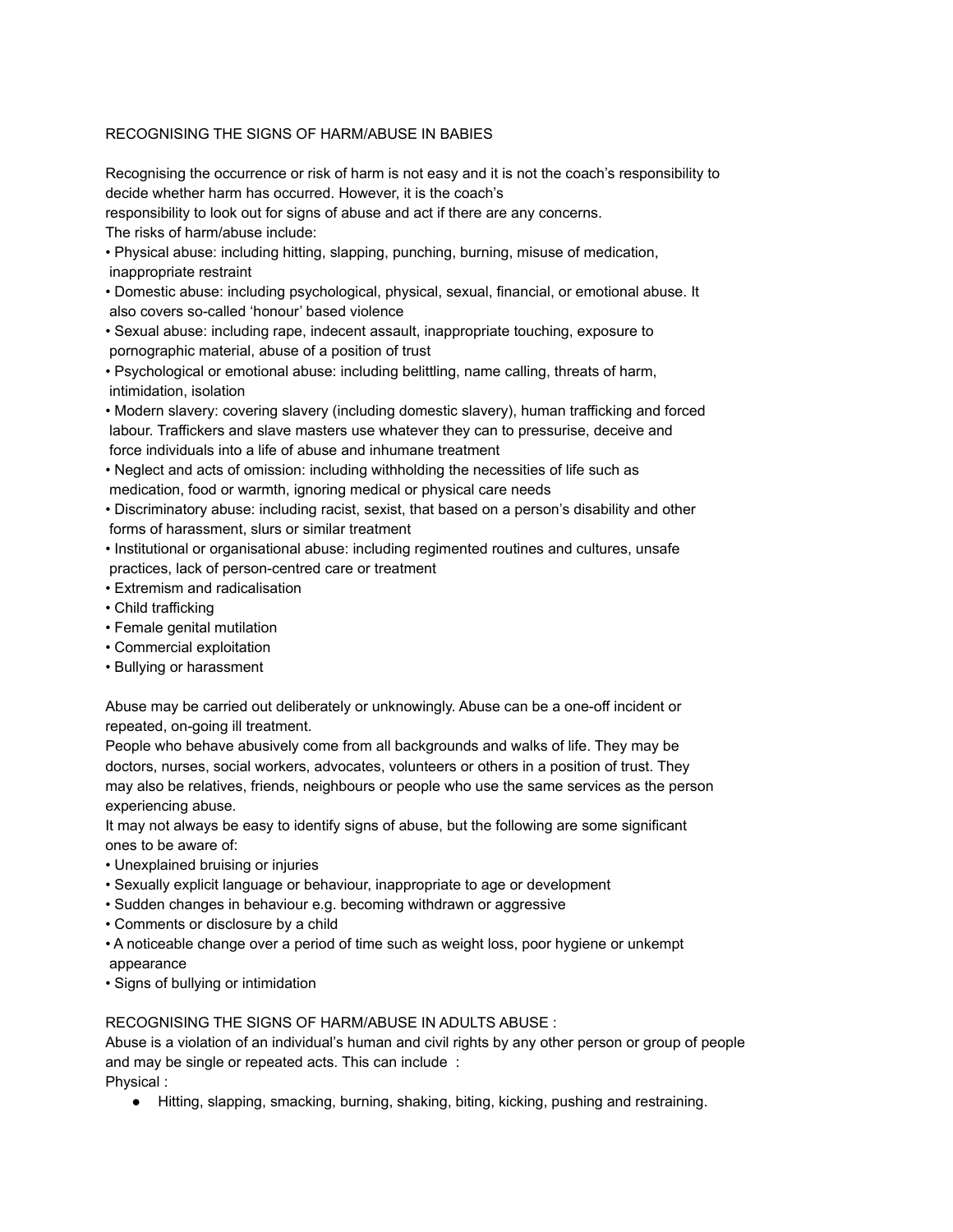## RECOGNISING THE SIGNS OF HARM/ABUSE IN BABIES

Recognising the occurrence or risk of harm is not easy and it is not the coach's responsibility to decide whether harm has occurred. However, it is the coach's responsibility to look out for signs of abuse and act if there are any concerns.

The risks of harm/abuse include:

- Physical abuse: including hitting, slapping, punching, burning, misuse of medication, inappropriate restraint
- Domestic abuse: including psychological, physical, sexual, financial, or emotional abuse. It also covers so-called 'honour' based violence
- Sexual abuse: including rape, indecent assault, inappropriate touching, exposure to pornographic material, abuse of a position of trust
- Psychological or emotional abuse: including belittling, name calling, threats of harm, intimidation, isolation
- Modern slavery: covering slavery (including domestic slavery), human trafficking and forced labour. Traffickers and slave masters use whatever they can to pressurise, deceive and force individuals into a life of abuse and inhumane treatment
- Neglect and acts of omission: including withholding the necessities of life such as medication, food or warmth, ignoring medical or physical care needs
- Discriminatory abuse: including racist, sexist, that based on a person's disability and other forms of harassment, slurs or similar treatment
- Institutional or organisational abuse: including regimented routines and cultures, unsafe practices, lack of person-centred care or treatment
- Extremism and radicalisation
- Child trafficking
- Female genital mutilation
- Commercial exploitation
- Bullying or harassment

Abuse may be carried out deliberately or unknowingly. Abuse can be a one-off incident or repeated, on-going ill treatment.

People who behave abusively come from all backgrounds and walks of life. They may be doctors, nurses, social workers, advocates, volunteers or others in a position of trust. They may also be relatives, friends, neighbours or people who use the same services as the person experiencing abuse.

It may not always be easy to identify signs of abuse, but the following are some significant ones to be aware of:

- Unexplained bruising or injuries
- Sexually explicit language or behaviour, inappropriate to age or development
- Sudden changes in behaviour e.g. becoming withdrawn or aggressive
- Comments or disclosure by a child
- A noticeable change over a period of time such as weight loss, poor hygiene or unkempt appearance
- Signs of bullying or intimidation

## RECOGNISING THE SIGNS OF HARM/ABUSE IN ADULTS ABUSE :

Abuse is a violation of an individual's human and civil rights by any other person or group of people and may be single or repeated acts. This can include :

Physical :

- Hitting, slapping, smacking, burning, shaking, biting, kicking, pushing and restraining.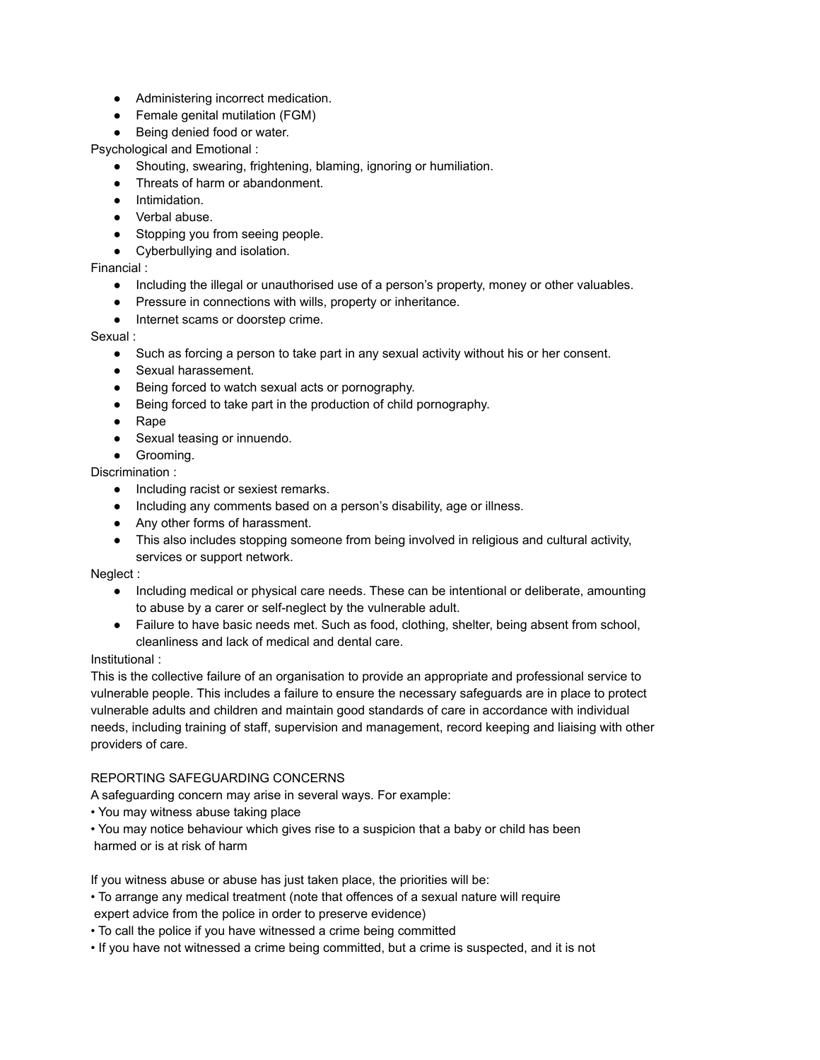- Administering incorrect medication.
- Female genital mutilation (FGM)
- Being denied food or water.

Psychological and Emotional :

- Shouting, swearing, frightening, blaming, ignoring or humiliation.
- Threats of harm or abandonment.
- Intimidation.
- Verbal abuse.
- Stopping you from seeing people.
- Cyberbullying and isolation.

Financial :

- Including the illegal or unauthorised use of a person's property, money or other valuables.
- Pressure in connections with wills, property or inheritance.
- Internet scams or doorstep crime.

Sexual :

- Such as forcing a person to take part in any sexual activity without his or her consent.
- Sexual harassement.
- Being forced to watch sexual acts or pornography.
- Being forced to take part in the production of child pornography.
- Rape
- Sexual teasing or innuendo.
- Grooming.

Discrimination :

- Including racist or sexiest remarks.
- Including any comments based on a person's disability, age or illness.
- Any other forms of harassment.
- This also includes stopping someone from being involved in religious and cultural activity, services or support network.

Neglect :

- Including medical or physical care needs. These can be intentional or deliberate, amounting to abuse by a carer or self-neglect by the vulnerable adult.
- Failure to have basic needs met. Such as food, clothing, shelter, being absent from school, cleanliness and lack of medical and dental care.

Institutional :

This is the collective failure of an organisation to provide an appropriate and professional service to vulnerable people. This includes a failure to ensure the necessary safeguards are in place to protect vulnerable adults and children and maintain good standards of care in accordance with individual needs, including training of staff, supervision and management, record keeping and liaising with other providers of care.

REPORTING SAFEGUARDING CONCERNS

A safeguarding concern may arise in several ways. For example:

- You may witness abuse taking place
- You may notice behaviour which gives rise to a suspicion that a baby or child has been harmed or is at risk of harm

If you witness abuse or abuse has just taken place, the priorities will be:

- To arrange any medical treatment (note that offences of a sexual nature will require expert advice from the police in order to preserve evidence)
- To call the police if you have witnessed a crime being committed
- If you have not witnessed a crime being committed, but a crime is suspected, and it is not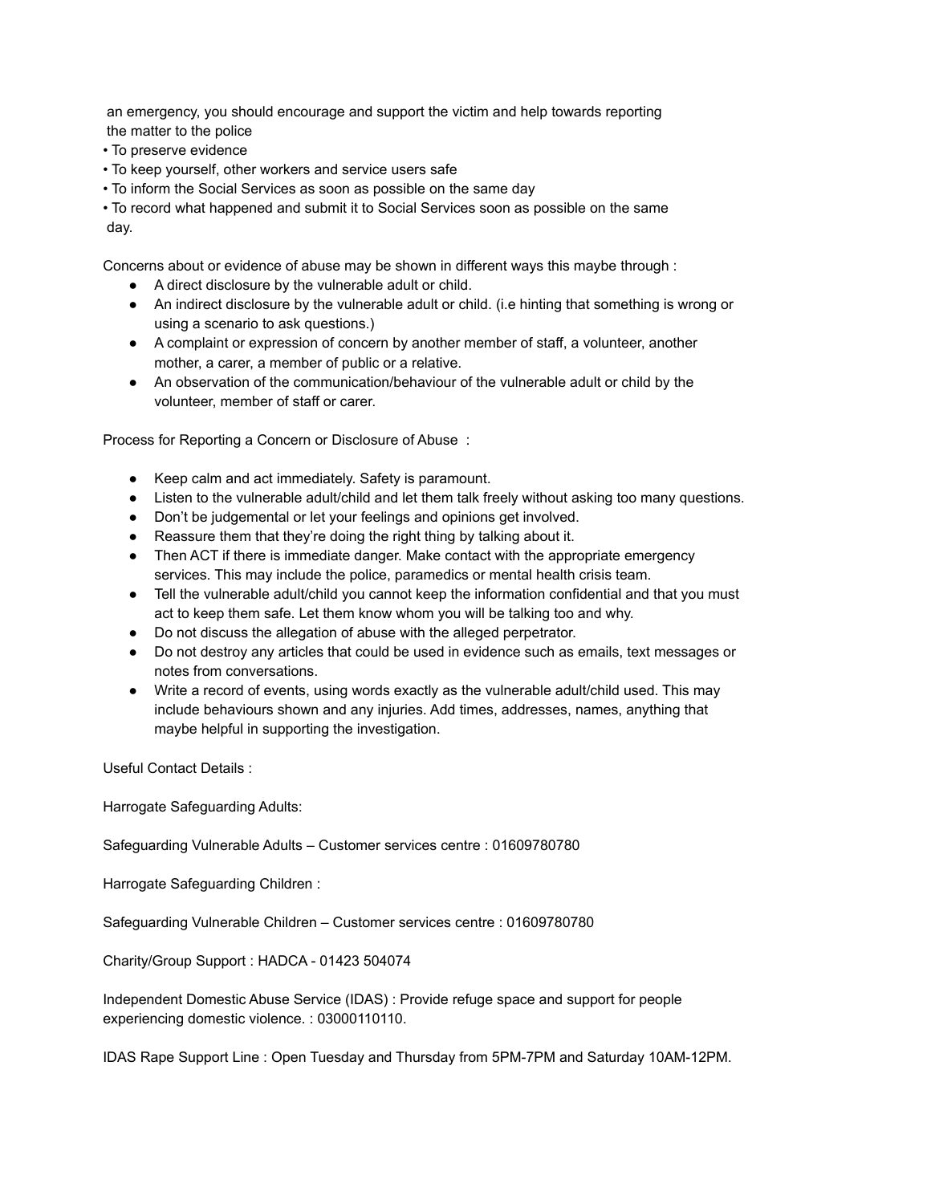an emergency, you should encourage and support the victim and help towards reporting the matter to the police

- To preserve evidence
- To keep yourself, other workers and service users safe
- To inform the Social Services as soon as possible on the same day
- To record what happened and submit it to Social Services soon as possible on the same day.

Concerns about or evidence of abuse may be shown in different ways this maybe through :

- A direct disclosure by the vulnerable adult or child.
- An indirect disclosure by the vulnerable adult or child. (i.e hinting that something is wrong or using a scenario to ask questions.)
- A complaint or expression of concern by another member of staff, a volunteer, another mother, a carer, a member of public or a relative.
- An observation of the communication/behaviour of the vulnerable adult or child by the volunteer, member of staff or carer.

Process for Reporting a Concern or Disclosure of Abuse :

- Keep calm and act immediately. Safety is paramount.
- Listen to the vulnerable adult/child and let them talk freely without asking too many questions.
- Don't be judgemental or let your feelings and opinions get involved.
- Reassure them that they're doing the right thing by talking about it.
- Then ACT if there is immediate danger. Make contact with the appropriate emergency services. This may include the police, paramedics or mental health crisis team.
- Tell the vulnerable adult/child you cannot keep the information confidential and that you must act to keep them safe. Let them know whom you will be talking too and why.
- Do not discuss the allegation of abuse with the alleged perpetrator.
- Do not destroy any articles that could be used in evidence such as emails, text messages or notes from conversations.
- Write a record of events, using words exactly as the vulnerable adult/child used. This may include behaviours shown and any injuries. Add times, addresses, names, anything that maybe helpful in supporting the investigation.

Useful Contact Details :

Harrogate Safeguarding Adults:

Safeguarding Vulnerable Adults – Customer services centre : 01609780780

Harrogate Safeguarding Children :

Safeguarding Vulnerable Children – Customer services centre : 01609780780

Charity/Group Support : HADCA - 01423 504074

Independent Domestic Abuse Service (IDAS) : Provide refuge space and support for people experiencing domestic violence. : 03000110110.

IDAS Rape Support Line : Open Tuesday and Thursday from 5PM-7PM and Saturday 10AM-12PM.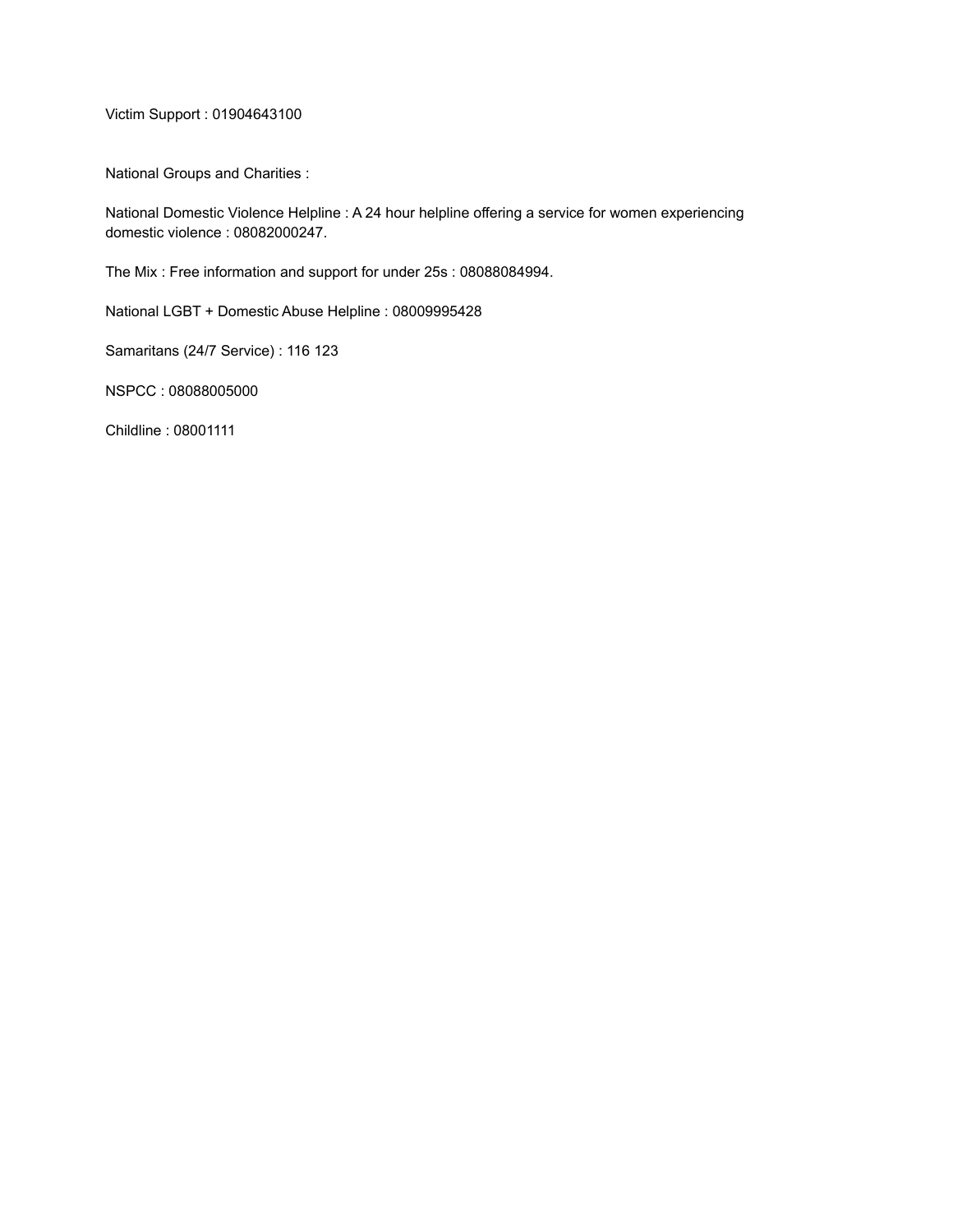Victim Support : 01904643100

National Groups and Charities :

National Domestic Violence Helpline : A 24 hour helpline offering a service for women experiencing domestic violence : 08082000247.

The Mix : Free information and support for under 25s : 08088084994.

National LGBT + Domestic Abuse Helpline : 08009995428

Samaritans (24/7 Service) : 116 123

NSPCC : 08088005000

Childline : 08001111